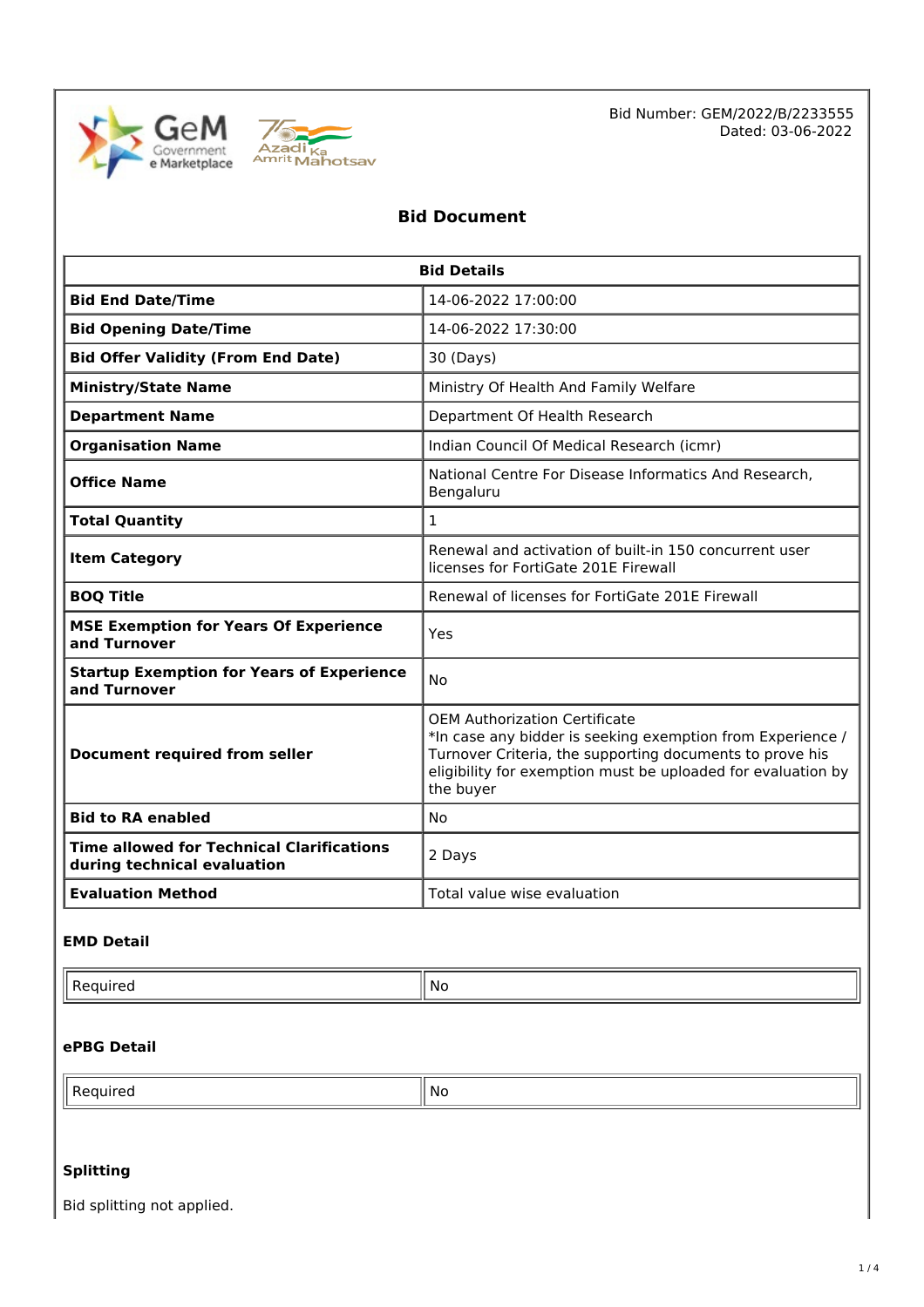Bid Number: GEM/2022/B/2233555
Dated: 03-06-2022

# Bid Document

| Bid Details | |
|---|---|
| **Bid End Date/Time** | 14-06-2022 17:00:00 |
| **Bid Opening Date/Time** | 14-06-2022 17:30:00 |
| **Bid Offer Validity (From End Date)** | 30 (Days) |
| **Ministry/State Name** | Ministry Of Health And Family Welfare |
| **Department Name** | Department Of Health Research |
| **Organisation Name** | Indian Council Of Medical Research (icmr) |
| **Office Name** | National Centre For Disease Informatics And Research, Bengaluru |
| **Total Quantity** | 1 |
| **Item Category** | Renewal and activation of built-in 150 concurrent user licenses for FortiGate 201E Firewall |
| **BOQ Title** | Renewal of licenses for FortiGate 201E Firewall |
| **MSE Exemption for Years Of Experience and Turnover** | Yes |
| **Startup Exemption for Years of Experience and Turnover** | No |
| **Document required from seller** | OEM Authorization Certificate<br>*In case any bidder is seeking exemption from Experience / Turnover Criteria, the supporting documents to prove his eligibility for exemption must be uploaded for evaluation by the buyer |
| **Bid to RA enabled** | No |
| **Time allowed for Technical Clarifications during technical evaluation** | 2 Days |
| **Evaluation Method** | Total value wise evaluation |

### EMD Detail

| Required | No |
|---|---|

### ePBG Detail

| Required | No |
|---|---|

### Splitting

Bid splitting not applied.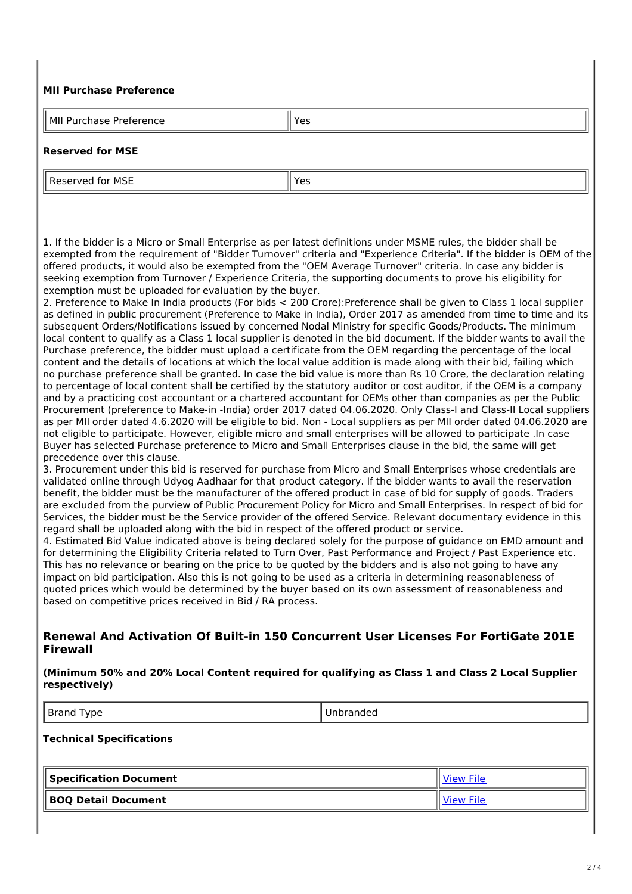### MII Purchase Preference

| MII Purchase Preference | Yes |
|---|---|

### Reserved for MSE

| Reserved for MSE | Yes |
|---|---|

1. If the bidder is a Micro or Small Enterprise as per latest definitions under MSME rules, the bidder shall be exempted from the requirement of "Bidder Turnover" criteria and "Experience Criteria". If the bidder is OEM of the offered products, it would also be exempted from the "OEM Average Turnover" criteria. In case any bidder is seeking exemption from Turnover / Experience Criteria, the supporting documents to prove his eligibility for exemption must be uploaded for evaluation by the buyer.
2. Preference to Make In India products (For bids < 200 Crore):Preference shall be given to Class 1 local supplier as defined in public procurement (Preference to Make in India), Order 2017 as amended from time to time and its subsequent Orders/Notifications issued by concerned Nodal Ministry for specific Goods/Products. The minimum local content to qualify as a Class 1 local supplier is denoted in the bid document. If the bidder wants to avail the Purchase preference, the bidder must upload a certificate from the OEM regarding the percentage of the local content and the details of locations at which the local value addition is made along with their bid, failing which no purchase preference shall be granted. In case the bid value is more than Rs 10 Crore, the declaration relating to percentage of local content shall be certified by the statutory auditor or cost auditor, if the OEM is a company and by a practicing cost accountant or a chartered accountant for OEMs other than companies as per the Public Procurement (preference to Make-in -India) order 2017 dated 04.06.2020. Only Class-I and Class-II Local suppliers as per MII order dated 4.6.2020 will be eligible to bid. Non - Local suppliers as per MII order dated 04.06.2020 are not eligible to participate. However, eligible micro and small enterprises will be allowed to participate .In case Buyer has selected Purchase preference to Micro and Small Enterprises clause in the bid, the same will get precedence over this clause.
3. Procurement under this bid is reserved for purchase from Micro and Small Enterprises whose credentials are validated online through Udyog Aadhaar for that product category. If the bidder wants to avail the reservation benefit, the bidder must be the manufacturer of the offered product in case of bid for supply of goods. Traders are excluded from the purview of Public Procurement Policy for Micro and Small Enterprises. In respect of bid for Services, the bidder must be the Service provider of the offered Service. Relevant documentary evidence in this regard shall be uploaded along with the bid in respect of the offered product or service.
4. Estimated Bid Value indicated above is being declared solely for the purpose of guidance on EMD amount and for determining the Eligibility Criteria related to Turn Over, Past Performance and Project / Past Experience etc. This has no relevance or bearing on the price to be quoted by the bidders and is also not going to have any impact on bid participation. Also this is not going to be used as a criteria in determining reasonableness of quoted prices which would be determined by the buyer based on its own assessment of reasonableness and based on competitive prices received in Bid / RA process.

## Renewal And Activation Of Built-in 150 Concurrent User Licenses For FortiGate 201E Firewall

**(Minimum 50% and 20% Local Content required for qualifying as Class 1 and Class 2 Local Supplier respectively)**

| Brand Type | Unbranded |
|---|---|

### Technical Specifications

| **Specification Document** | View File |
|---|---|
| **BOQ Detail Document** | View File |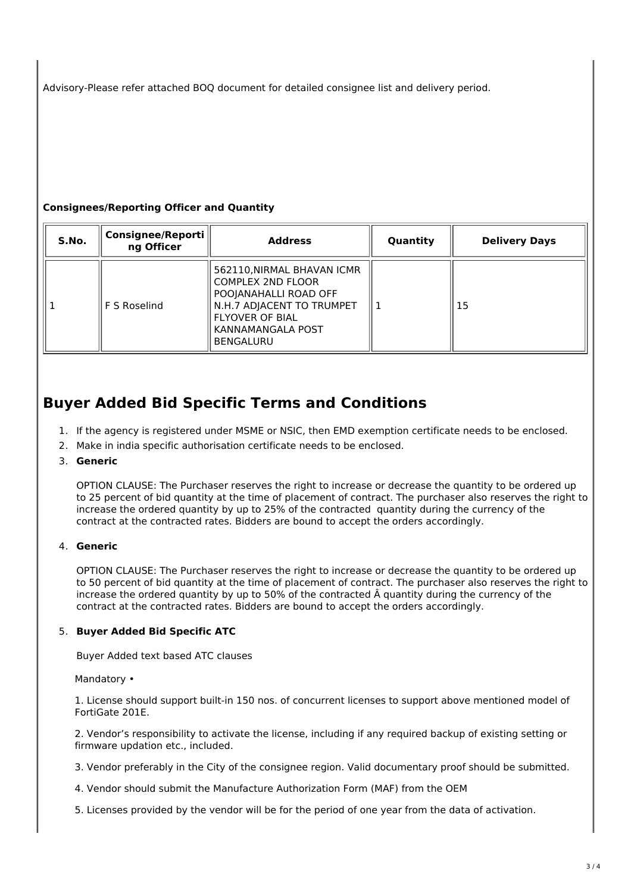Advisory-Please refer attached BOQ document for detailed consignee list and delivery period.

**Consignees/Reporting Officer and Quantity**

| S.No. | Consignee/Reporting Officer | Address | Quantity | Delivery Days |
|---|---|---|---|---|
| 1 | F S Roselind | 562110,NIRMAL BHAVAN ICMR COMPLEX 2ND FLOOR POOJANAHALLI ROAD OFF N.H.7 ADJACENT TO TRUMPET FLYOVER OF BIAL KANNAMANGALA POST BENGALURU | 1 | 15 |

## Buyer Added Bid Specific Terms and Conditions

1. If the agency is registered under MSME or NSIC, then EMD exemption certificate needs to be enclosed.
2. Make in india specific authorisation certificate needs to be enclosed.
3. **Generic**

   OPTION CLAUSE: The Purchaser reserves the right to increase or decrease the quantity to be ordered up to 25 percent of bid quantity at the time of placement of contract. The purchaser also reserves the right to increase the ordered quantity by up to 25% of the contracted quantity during the currency of the contract at the contracted rates. Bidders are bound to accept the orders accordingly.

4. **Generic**

   OPTION CLAUSE: The Purchaser reserves the right to increase or decrease the quantity to be ordered up to 50 percent of bid quantity at the time of placement of contract. The purchaser also reserves the right to increase the ordered quantity by up to 50% of the contracted Â quantity during the currency of the contract at the contracted rates. Bidders are bound to accept the orders accordingly.

5. **Buyer Added Bid Specific ATC**

   Buyer Added text based ATC clauses

   Mandatory •

   1. License should support built-in 150 nos. of concurrent licenses to support above mentioned model of FortiGate 201E.

   2. Vendor’s responsibility to activate the license, including if any required backup of existing setting or firmware updation etc., included.

   3. Vendor preferably in the City of the consignee region. Valid documentary proof should be submitted.

   4. Vendor should submit the Manufacture Authorization Form (MAF) from the OEM

   5. Licenses provided by the vendor will be for the period of one year from the data of activation.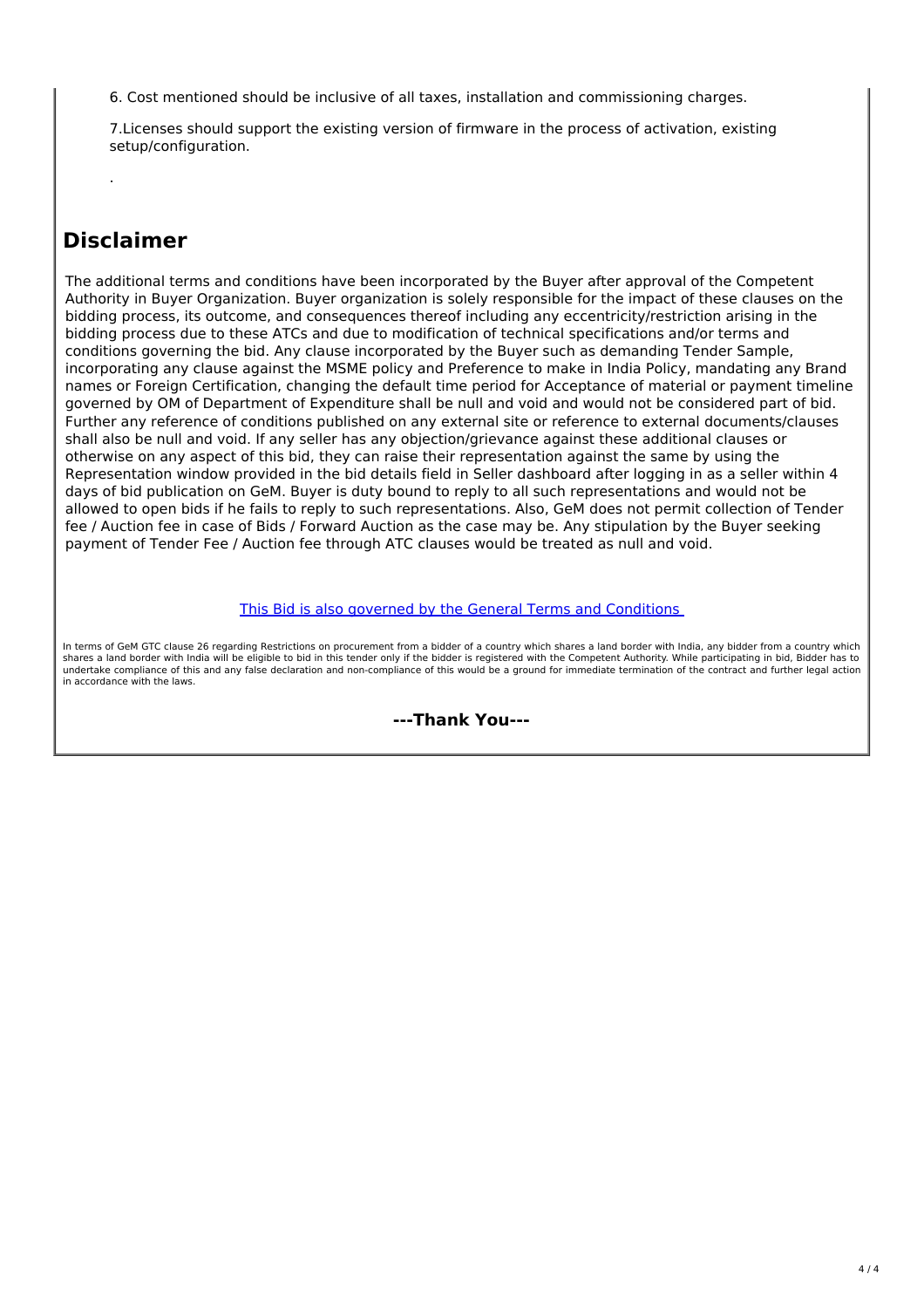6. Cost mentioned should be inclusive of all taxes, installation and commissioning charges.

7.Licenses should support the existing version of firmware in the process of activation, existing setup/configuration.

.

# Disclaimer

The additional terms and conditions have been incorporated by the Buyer after approval of the Competent Authority in Buyer Organization. Buyer organization is solely responsible for the impact of these clauses on the bidding process, its outcome, and consequences thereof including any eccentricity/restriction arising in the bidding process due to these ATCs and due to modification of technical specifications and/or terms and conditions governing the bid. Any clause incorporated by the Buyer such as demanding Tender Sample, incorporating any clause against the MSME policy and Preference to make in India Policy, mandating any Brand names or Foreign Certification, changing the default time period for Acceptance of material or payment timeline governed by OM of Department of Expenditure shall be null and void and would not be considered part of bid. Further any reference of conditions published on any external site or reference to external documents/clauses shall also be null and void. If any seller has any objection/grievance against these additional clauses or otherwise on any aspect of this bid, they can raise their representation against the same by using the Representation window provided in the bid details field in Seller dashboard after logging in as a seller within 4 days of bid publication on GeM. Buyer is duty bound to reply to all such representations and would not be allowed to open bids if he fails to reply to such representations. Also, GeM does not permit collection of Tender fee / Auction fee in case of Bids / Forward Auction as the case may be. Any stipulation by the Buyer seeking payment of Tender Fee / Auction fee through ATC clauses would be treated as null and void.

This Bid is also governed by the General Terms and Conditions

In terms of GeM GTC clause 26 regarding Restrictions on procurement from a bidder of a country which shares a land border with India, any bidder from a country which shares a land border with India will be eligible to bid in this tender only if the bidder is registered with the Competent Authority. While participating in bid, Bidder has to undertake compliance of this and any false declaration and non-compliance of this would be a ground for immediate termination of the contract and further legal action in accordance with the laws.

**---Thank You---**